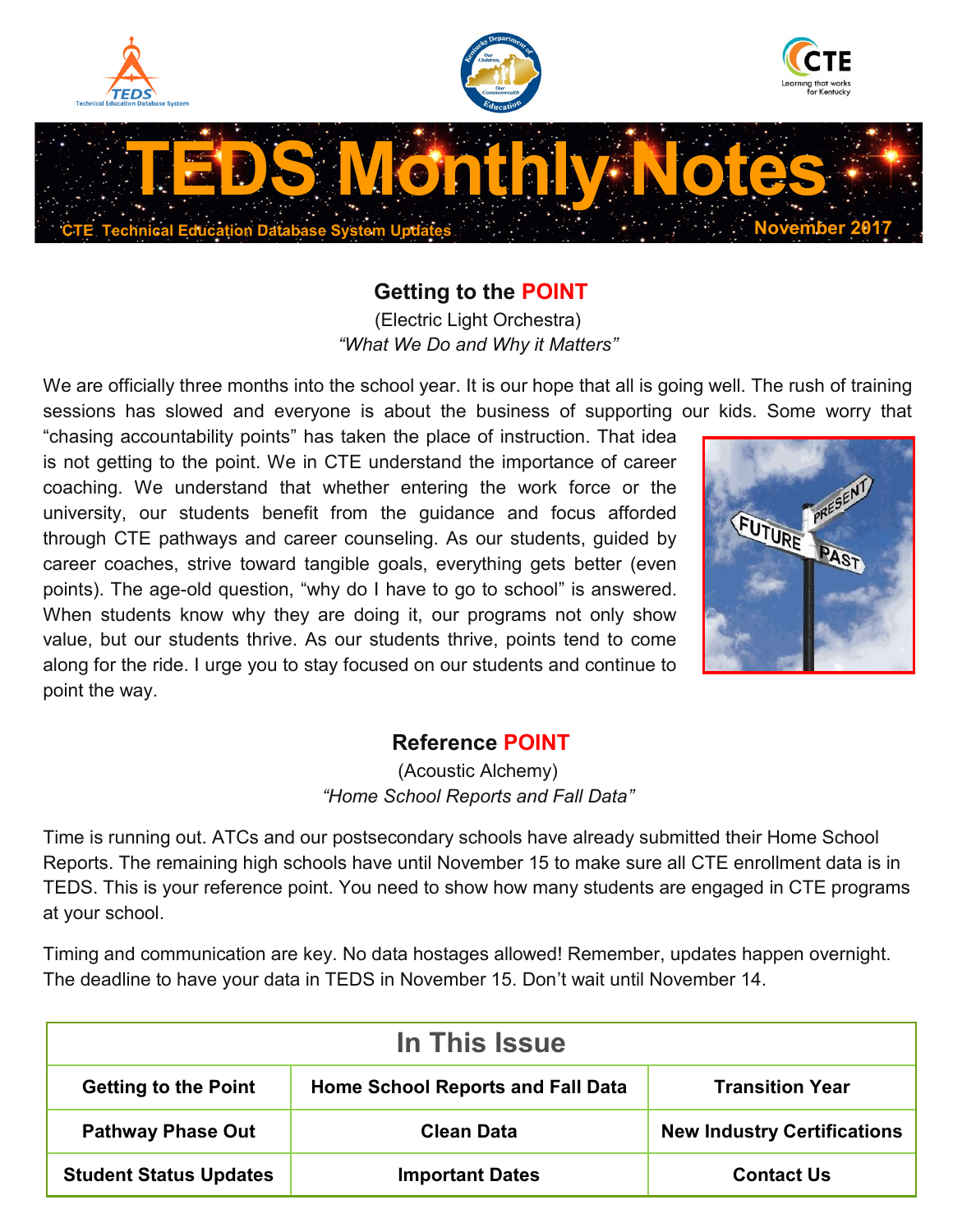# TEDS Monthly Notes

CTE Technical Education Database System Updates

November 2017

## Getting to the POINT

(Electric Light Orchestra)

*"What We Do and Why it Matters"*

We are officially three months into the school year. It is our hope that all is going well. The rush of training sessions has slowed and everyone is about the business of supporting our kids. Some worry that "chasing accountability points" has taken the place of instruction. That idea is not getting to the point. We in CTE understand the importance of career coaching. We understand that whether entering the work force or the university, our students benefit from the guidance and focus afforded through CTE pathways and career counseling. As our students, guided by career coaches, strive toward tangible goals, everything gets better (even points). The age-old question, "why do I have to go to school" is answered. When students know why they are doing it, our programs not only show value, but our students thrive. As our students thrive, points tend to come along for the ride. I urge you to stay focused on our students and continue to point the way.

## Reference POINT

(Acoustic Alchemy)

*"Home School Reports and Fall Data"*

Time is running out. ATCs and our postsecondary schools have already submitted their Home School Reports. The remaining high schools have until November 15 to make sure all CTE enrollment data is in TEDS. This is your reference point. You need to show how many students are engaged in CTE programs at your school.

Timing and communication are key. No data hostages allowed! Remember, updates happen overnight. The deadline to have your data in TEDS in November 15. Don't wait until November 14.

| In This Issue | | |
|---|---|---|
| **Getting to the Point** | **Home School Reports and Fall Data** | **Transition Year** |
| **Pathway Phase Out** | **Clean Data** | **New Industry Certifications** |
| **Student Status Updates** | **Important Dates** | **Contact Us** |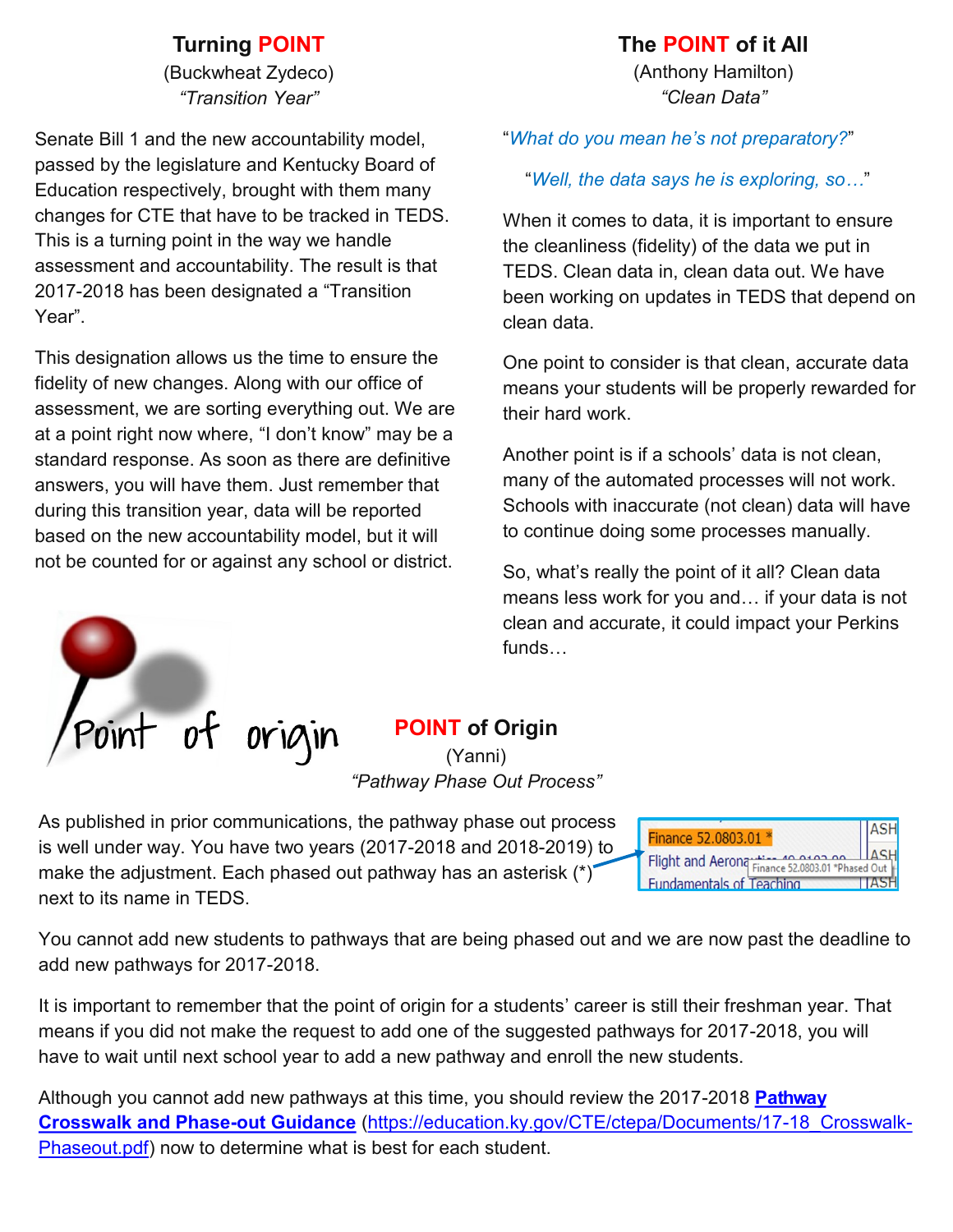## Turning POINT

(Buckwheat Zydeco)

*"Transition Year"*

Senate Bill 1 and the new accountability model, passed by the legislature and Kentucky Board of Education respectively, brought with them many changes for CTE that have to be tracked in TEDS. This is a turning point in the way we handle assessment and accountability. The result is that 2017-2018 has been designated a "Transition Year".

This designation allows us the time to ensure the fidelity of new changes. Along with our office of assessment, we are sorting everything out. We are at a point right now where, "I don't know" may be a standard response. As soon as there are definitive answers, you will have them. Just remember that during this transition year, data will be reported based on the new accountability model, but it will not be counted for or against any school or district.

## The POINT of it All

(Anthony Hamilton)

*"Clean Data"*

"*What do you mean he's not preparatory?*"

"*Well, the data says he is exploring, so…*"

When it comes to data, it is important to ensure the cleanliness (fidelity) of the data we put in TEDS. Clean data in, clean data out. We have been working on updates in TEDS that depend on clean data.

One point to consider is that clean, accurate data means your students will be properly rewarded for their hard work.

Another point is if a schools' data is not clean, many of the automated processes will not work. Schools with inaccurate (not clean) data will have to continue doing some processes manually.

So, what's really the point of it all? Clean data means less work for you and… if your data is not clean and accurate, it could impact your Perkins funds…

Point of origin

## POINT of Origin

(Yanni)

*"Pathway Phase Out Process"*

As published in prior communications, the pathway phase out process is well under way. You have two years (2017-2018 and 2018-2019) to make the adjustment. Each phased out pathway has an asterisk (*) next to its name in TEDS.

Finance 52.0803.01 *
Flight and Aerona... Finance 52.0803.01 *Phased Out
Fundamentals of Teaching

You cannot add new students to pathways that are being phased out and we are now past the deadline to add new pathways for 2017-2018.

It is important to remember that the point of origin for a students' career is still their freshman year. That means if you did not make the request to add one of the suggested pathways for 2017-2018, you will have to wait until next school year to add a new pathway and enroll the new students.

Although you cannot add new pathways at this time, you should review the 2017-2018 **[Pathway Crosswalk and Phase-out Guidance](https://education.ky.gov/CTE/ctepa/Documents/17-18_Crosswalk-Phaseout.pdf)** (https://education.ky.gov/CTE/ctepa/Documents/17-18_Crosswalk-Phaseout.pdf) now to determine what is best for each student.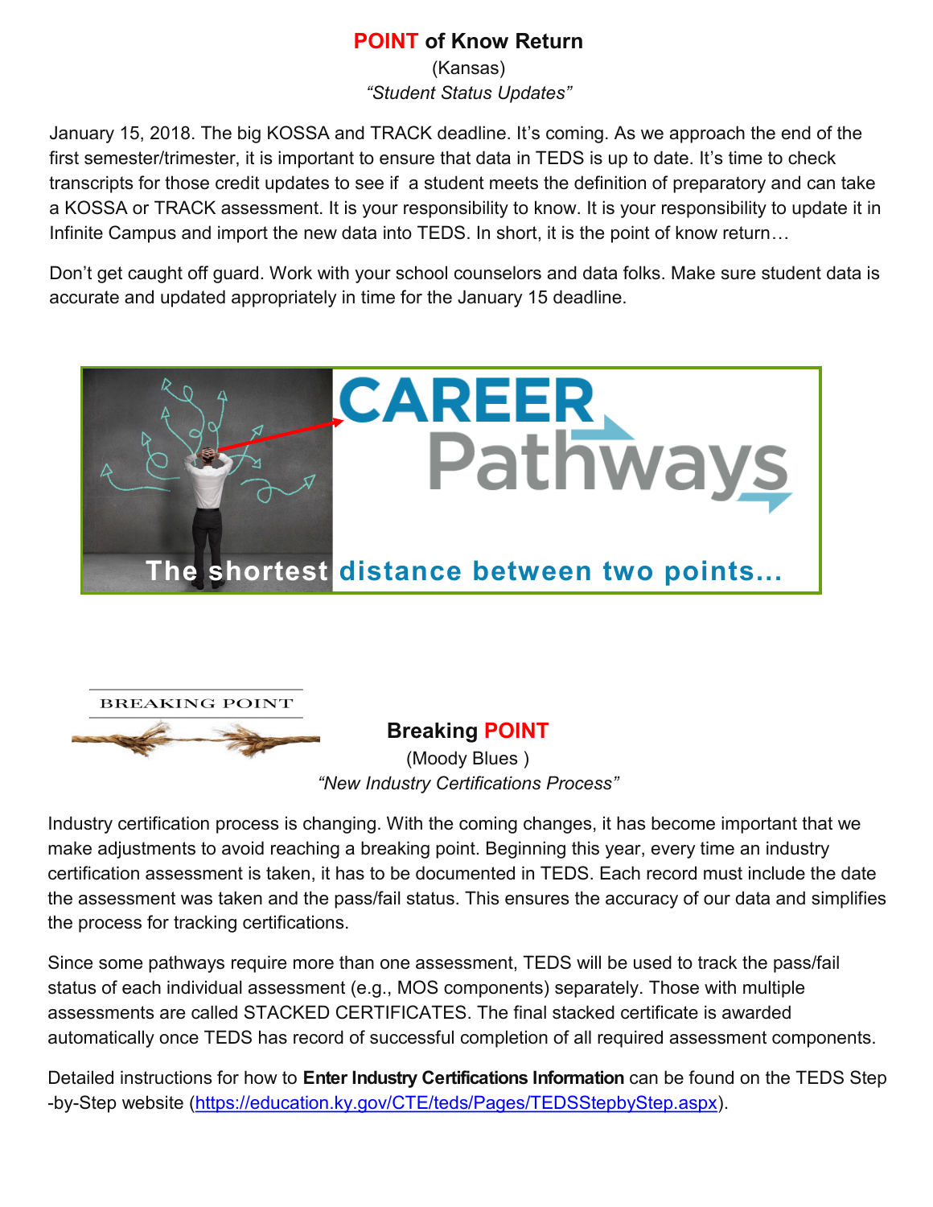## **POINT of Know Return**

(Kansas)

*"Student Status Updates"*

January 15, 2018. The big KOSSA and TRACK deadline. It's coming. As we approach the end of the first semester/trimester, it is important to ensure that data in TEDS is up to date. It's time to check transcripts for those credit updates to see if a student meets the definition of preparatory and can take a KOSSA or TRACK assessment. It is your responsibility to know. It is your responsibility to update it in Infinite Campus and import the new data into TEDS. In short, it is the point of know return…

Don't get caught off guard. Work with your school counselors and data folks. Make sure student data is accurate and updated appropriately in time for the January 15 deadline.

CAREER Pathways

The shortest distance between two points…

BREAKING POINT

## **Breaking POINT**

(Moody Blues )

*"New Industry Certifications Process"*

Industry certification process is changing. With the coming changes, it has become important that we make adjustments to avoid reaching a breaking point. Beginning this year, every time an industry certification assessment is taken, it has to be documented in TEDS. Each record must include the date the assessment was taken and the pass/fail status. This ensures the accuracy of our data and simplifies the process for tracking certifications.

Since some pathways require more than one assessment, TEDS will be used to track the pass/fail status of each individual assessment (e.g., MOS components) separately. Those with multiple assessments are called STACKED CERTIFICATES. The final stacked certificate is awarded automatically once TEDS has record of successful completion of all required assessment components.

Detailed instructions for how to **Enter Industry Certifications Information** can be found on the TEDS Step-by-Step website (https://education.ky.gov/CTE/teds/Pages/TEDSStepbyStep.aspx).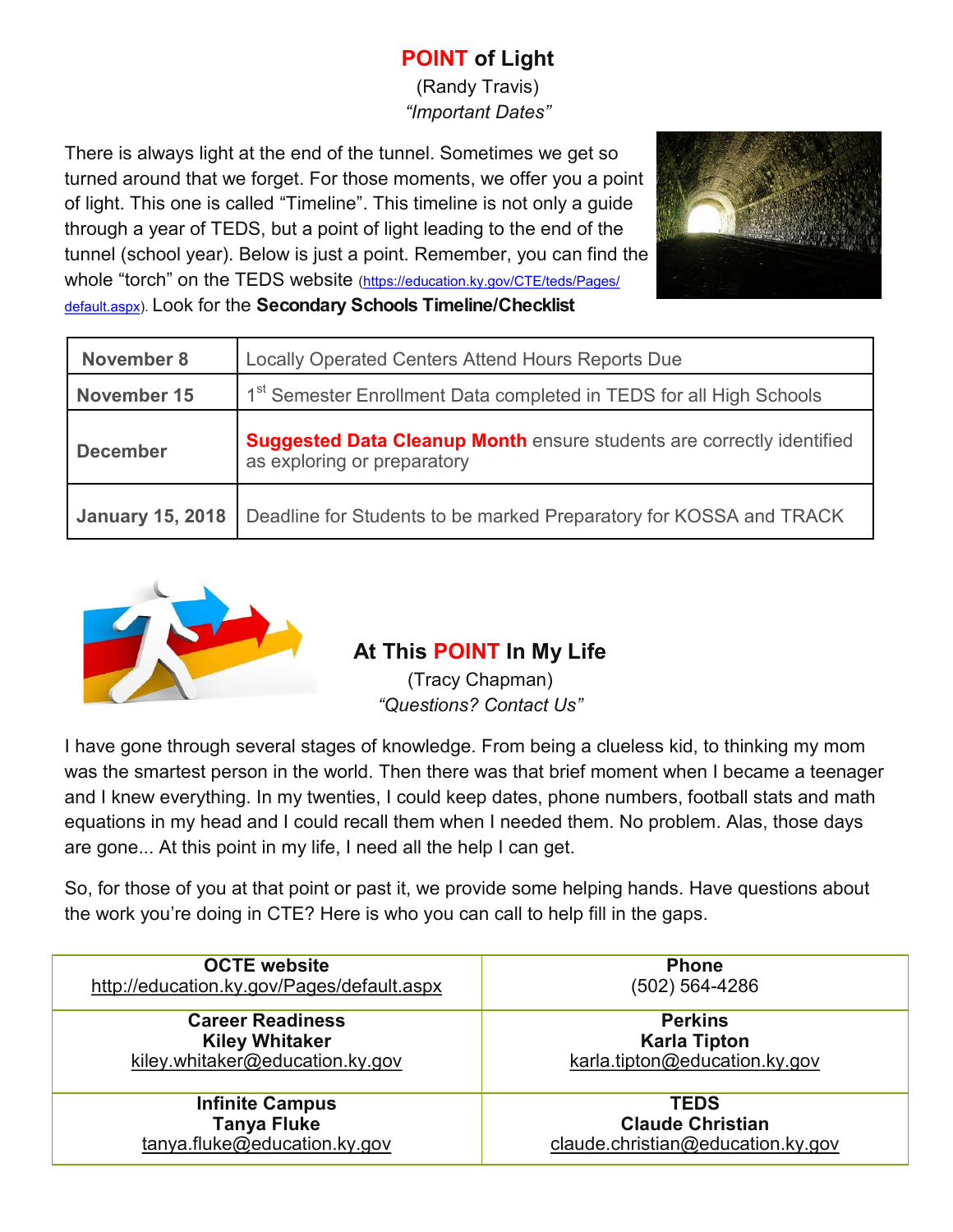## **POINT of Light**

(Randy Travis)

*"Important Dates"*

There is always light at the end of the tunnel. Sometimes we get so turned around that we forget. For those moments, we offer you a point of light. This one is called "Timeline". This timeline is not only a guide through a year of TEDS, but a point of light leading to the end of the tunnel (school year). Below is just a point. Remember, you can find the whole "torch" on the TEDS website (https://education.ky.gov/CTE/teds/Pages/default.aspx). Look for the **Secondary Schools Timeline/Checklist**

| | |
|---|---|
| **November 8** | Locally Operated Centers Attend Hours Reports Due |
| **November 15** | 1st Semester Enrollment Data completed in TEDS for all High Schools |
| **December** | **Suggested Data Cleanup Month** ensure students are correctly identified as exploring or preparatory |
| **January 15, 2018** | Deadline for Students to be marked Preparatory for KOSSA and TRACK |

## **At This POINT In My Life**

(Tracy Chapman)

*"Questions? Contact Us"*

I have gone through several stages of knowledge. From being a clueless kid, to thinking my mom was the smartest person in the world. Then there was that brief moment when I became a teenager and I knew everything. In my twenties, I could keep dates, phone numbers, football stats and math equations in my head and I could recall them when I needed them. No problem. Alas, those days are gone... At this point in my life, I need all the help I can get.

So, for those of you at that point or past it, we provide some helping hands. Have questions about the work you're doing in CTE? Here is who you can call to help fill in the gaps.

| | |
|---|---|
| **OCTE website**<br>http://education.ky.gov/Pages/default.aspx | **Phone**<br>(502) 564-4286 |
| **Career Readiness**<br>**Kiley Whitaker**<br>kiley.whitaker@education.ky.gov | **Perkins**<br>**Karla Tipton**<br>karla.tipton@education.ky.gov |
| **Infinite Campus**<br>**Tanya Fluke**<br>tanya.fluke@education.ky.gov | **TEDS**<br>**Claude Christian**<br>claude.christian@education.ky.gov |